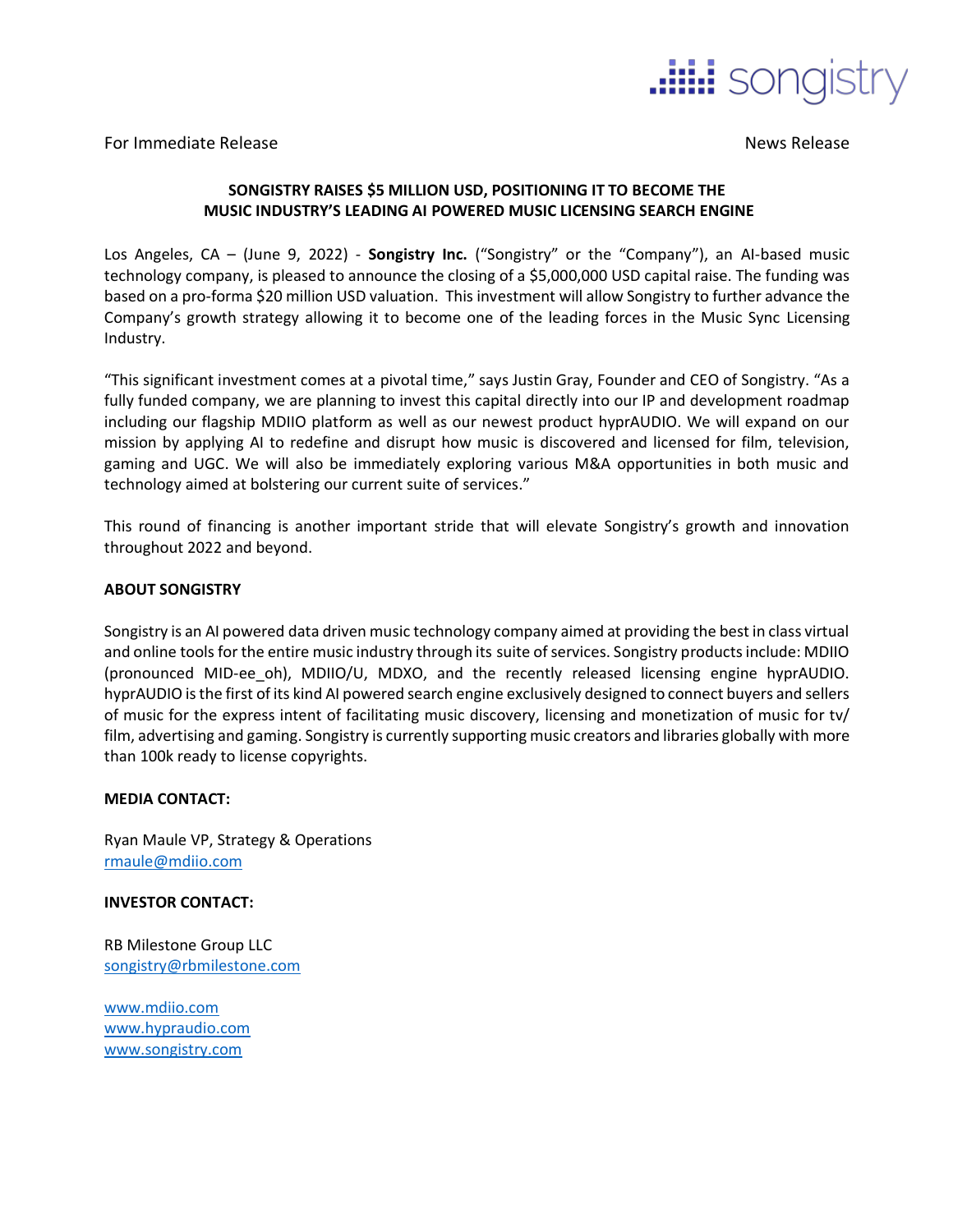songistry

For Immediate Release

News Release

**SONGISTRY RAISES \$5 MILLION USD, POSITIONING IT TO BECOME THE MUSIC INDUSTRY'S LEADING AI POWERED MUSIC LICENSING SEARCH ENGINE**

Los Angeles, CA – (June 9, 2022) - **Songistry Inc.** ("Songistry" or the "Company"), an AI-based music technology company, is pleased to announce the closing of a \$5,000,000 USD capital raise. The funding was based on a pro-forma \$20 million USD valuation. This investment will allow Songistry to further advance the Company's growth strategy allowing it to become one of the leading forces in the Music Sync Licensing Industry.

"This significant investment comes at a pivotal time," says Justin Gray, Founder and CEO of Songistry. "As a fully funded company, we are planning to invest this capital directly into our IP and development roadmap including our flagship MDIIO platform as well as our newest product hyprAUDIO. We will expand on our mission by applying AI to redefine and disrupt how music is discovered and licensed for film, television, gaming and UGC. We will also be immediately exploring various M&A opportunities in both music and technology aimed at bolstering our current suite of services."

This round of financing is another important stride that will elevate Songistry's growth and innovation throughout 2022 and beyond.

**ABOUT SONGISTRY**

Songistry is an AI powered data driven music technology company aimed at providing the best in class virtual and online tools for the entire music industry through its suite of services. Songistry products include: MDIIO (pronounced MID-ee_oh), MDIIO/U, MDXO, and the recently released licensing engine hyprAUDIO. hyprAUDIO is the first of its kind AI powered search engine exclusively designed to connect buyers and sellers of music for the express intent of facilitating music discovery, licensing and monetization of music for tv/ film, advertising and gaming. Songistry is currently supporting music creators and libraries globally with more than 100k ready to license copyrights.

**MEDIA CONTACT:**

Ryan Maule VP, Strategy & Operations
rmaule@mdiio.com

**INVESTOR CONTACT:**

RB Milestone Group LLC
songistry@rbmilestone.com

www.mdiio.com
www.hypraudio.com
www.songistry.com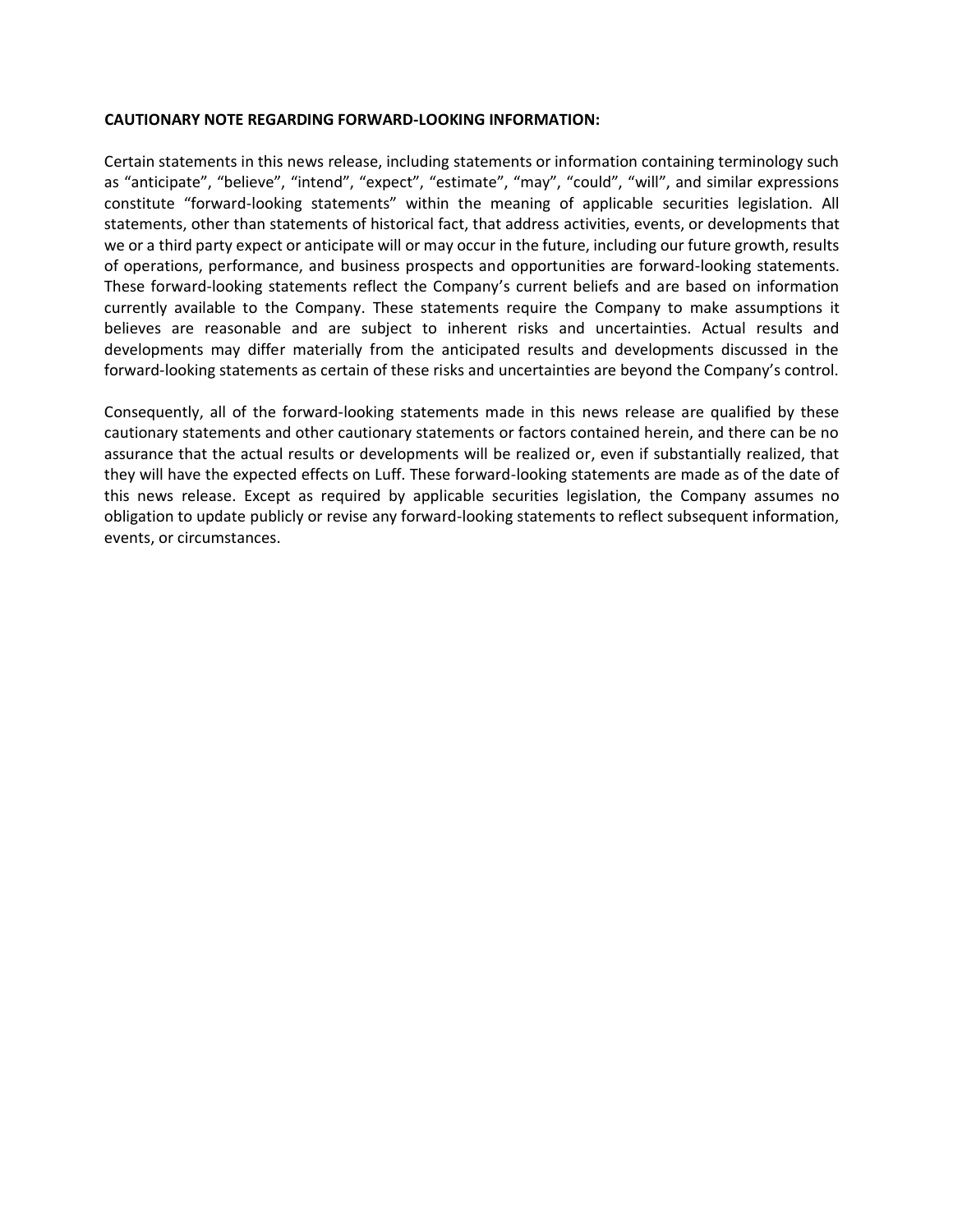**CAUTIONARY NOTE REGARDING FORWARD-LOOKING INFORMATION:**

Certain statements in this news release, including statements or information containing terminology such as "anticipate", "believe", "intend", "expect", "estimate", "may", "could", "will", and similar expressions constitute "forward-looking statements" within the meaning of applicable securities legislation. All statements, other than statements of historical fact, that address activities, events, or developments that we or a third party expect or anticipate will or may occur in the future, including our future growth, results of operations, performance, and business prospects and opportunities are forward-looking statements. These forward-looking statements reflect the Company's current beliefs and are based on information currently available to the Company. These statements require the Company to make assumptions it believes are reasonable and are subject to inherent risks and uncertainties. Actual results and developments may differ materially from the anticipated results and developments discussed in the forward-looking statements as certain of these risks and uncertainties are beyond the Company's control.

Consequently, all of the forward-looking statements made in this news release are qualified by these cautionary statements and other cautionary statements or factors contained herein, and there can be no assurance that the actual results or developments will be realized or, even if substantially realized, that they will have the expected effects on Luff. These forward-looking statements are made as of the date of this news release. Except as required by applicable securities legislation, the Company assumes no obligation to update publicly or revise any forward-looking statements to reflect subsequent information, events, or circumstances.